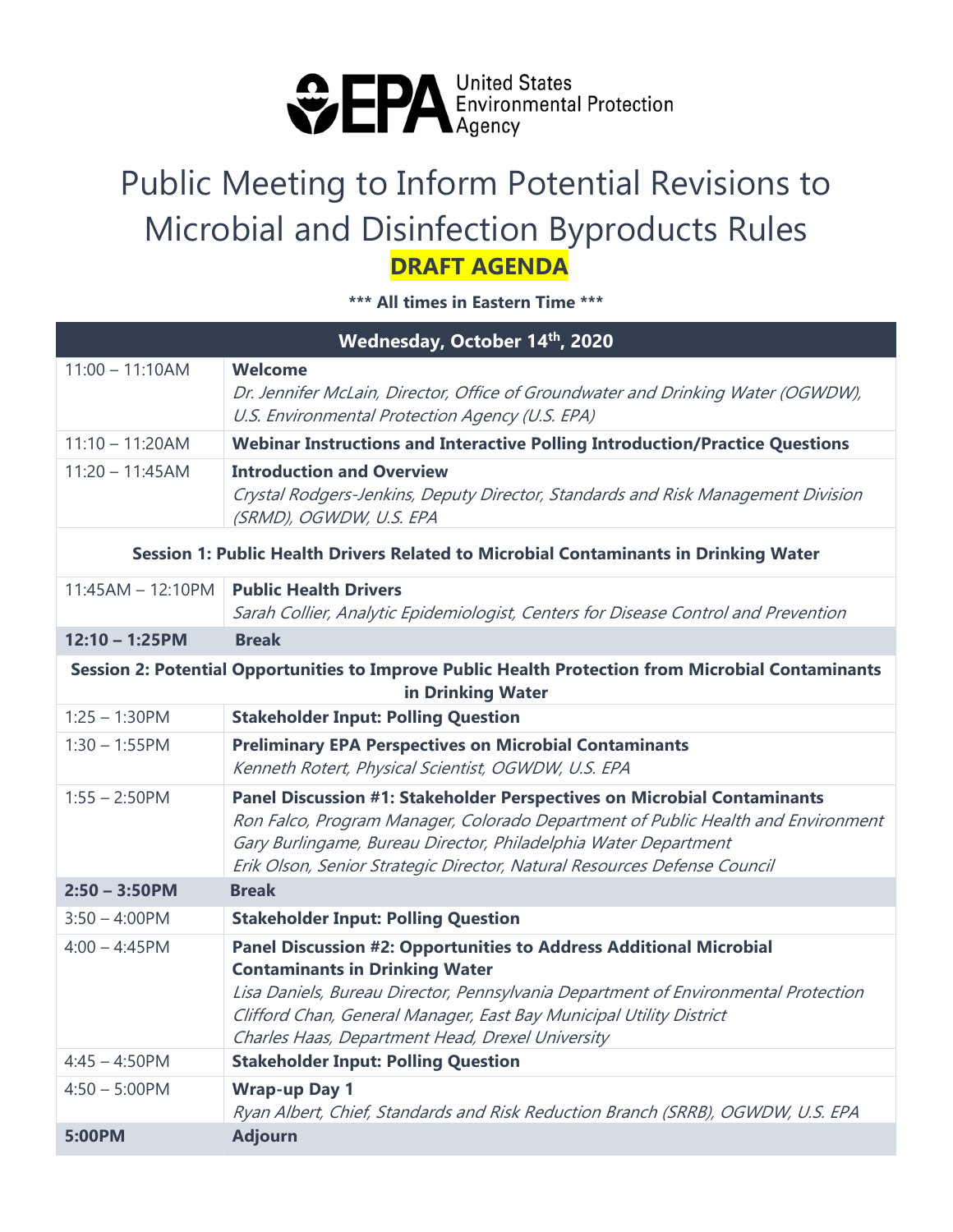United States Environmental Protection Agency

# Public Meeting to Inform Potential Revisions to Microbial and Disinfection Byproducts Rules

## DRAFT AGENDA

**\*\*\* All times in Eastern Time \*\*\***

| Wednesday, October 14th, 2020 | |
|---|---|
| 11:00 – 11:10AM | **Welcome**<br>*Dr. Jennifer McLain, Director, Office of Groundwater and Drinking Water (OGWDW), U.S. Environmental Protection Agency (U.S. EPA)* |
| 11:10 – 11:20AM | **Webinar Instructions and Interactive Polling Introduction/Practice Questions** |
| 11:20 – 11:45AM | **Introduction and Overview**<br>*Crystal Rodgers-Jenkins, Deputy Director, Standards and Risk Management Division (SRMD), OGWDW, U.S. EPA* |
| **Session 1: Public Health Drivers Related to Microbial Contaminants in Drinking Water** | |
| 11:45AM – 12:10PM | **Public Health Drivers**<br>*Sarah Collier, Analytic Epidemiologist, Centers for Disease Control and Prevention* |
| **12:10 – 1:25PM** | **Break** |
| **Session 2: Potential Opportunities to Improve Public Health Protection from Microbial Contaminants in Drinking Water** | |
| 1:25 – 1:30PM | **Stakeholder Input: Polling Question** |
| 1:30 – 1:55PM | **Preliminary EPA Perspectives on Microbial Contaminants**<br>*Kenneth Rotert, Physical Scientist, OGWDW, U.S. EPA* |
| 1:55 – 2:50PM | **Panel Discussion #1: Stakeholder Perspectives on Microbial Contaminants**<br>*Ron Falco, Program Manager, Colorado Department of Public Health and Environment*<br>*Gary Burlingame, Bureau Director, Philadelphia Water Department*<br>*Erik Olson, Senior Strategic Director, Natural Resources Defense Council* |
| **2:50 – 3:50PM** | **Break** |
| 3:50 – 4:00PM | **Stakeholder Input: Polling Question** |
| 4:00 – 4:45PM | **Panel Discussion #2: Opportunities to Address Additional Microbial Contaminants in Drinking Water**<br>*Lisa Daniels, Bureau Director, Pennsylvania Department of Environmental Protection*<br>*Clifford Chan, General Manager, East Bay Municipal Utility District*<br>*Charles Haas, Department Head, Drexel University* |
| 4:45 – 4:50PM | **Stakeholder Input: Polling Question** |
| 4:50 – 5:00PM | **Wrap-up Day 1**<br>*Ryan Albert, Chief, Standards and Risk Reduction Branch (SRRB), OGWDW, U.S. EPA* |
| **5:00PM** | **Adjourn** |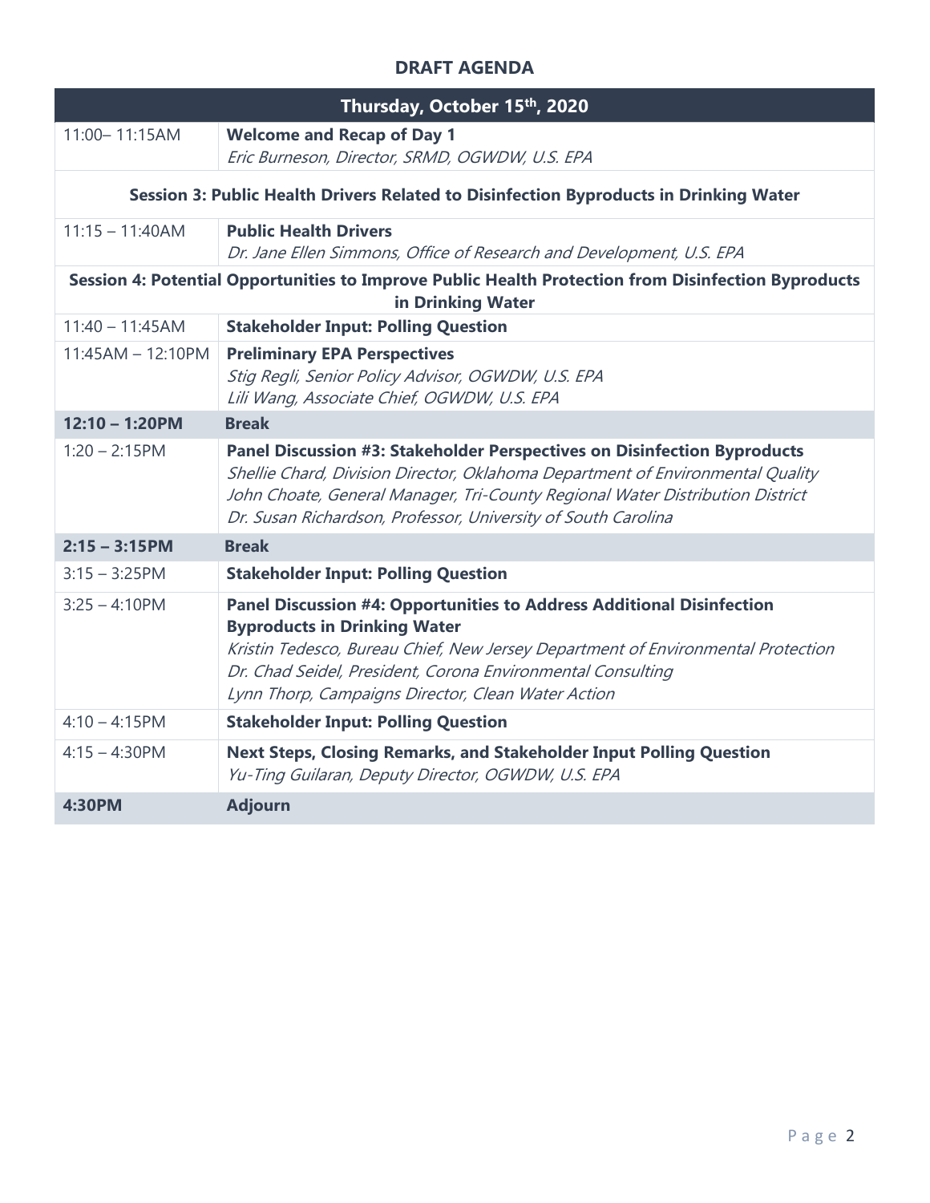**DRAFT AGENDA**

| Thursday, October 15th, 2020 | |
|---|---|
| 11:00– 11:15AM | **Welcome and Recap of Day 1**<br>*Eric Burneson, Director, SRMD, OGWDW, U.S. EPA* |
| **Session 3: Public Health Drivers Related to Disinfection Byproducts in Drinking Water** | |
| 11:15 – 11:40AM | **Public Health Drivers**<br>*Dr. Jane Ellen Simmons, Office of Research and Development, U.S. EPA* |
| **Session 4: Potential Opportunities to Improve Public Health Protection from Disinfection Byproducts in Drinking Water** | |
| 11:40 – 11:45AM | **Stakeholder Input: Polling Question** |
| 11:45AM – 12:10PM | **Preliminary EPA Perspectives**<br>*Stig Regli, Senior Policy Advisor, OGWDW, U.S. EPA*<br>*Lili Wang, Associate Chief, OGWDW, U.S. EPA* |
| **12:10 – 1:20PM** | **Break** |
| 1:20 – 2:15PM | **Panel Discussion #3: Stakeholder Perspectives on Disinfection Byproducts**<br>*Shellie Chard, Division Director, Oklahoma Department of Environmental Quality*<br>*John Choate, General Manager, Tri-County Regional Water Distribution District*<br>*Dr. Susan Richardson, Professor, University of South Carolina* |
| **2:15 – 3:15PM** | **Break** |
| 3:15 – 3:25PM | **Stakeholder Input: Polling Question** |
| 3:25 – 4:10PM | **Panel Discussion #4: Opportunities to Address Additional Disinfection Byproducts in Drinking Water**<br>*Kristin Tedesco, Bureau Chief, New Jersey Department of Environmental Protection*<br>*Dr. Chad Seidel, President, Corona Environmental Consulting*<br>*Lynn Thorp, Campaigns Director, Clean Water Action* |
| 4:10 – 4:15PM | **Stakeholder Input: Polling Question** |
| 4:15 – 4:30PM | **Next Steps, Closing Remarks, and Stakeholder Input Polling Question**<br>*Yu-Ting Guilaran, Deputy Director, OGWDW, U.S. EPA* |
| **4:30PM** | **Adjourn** |